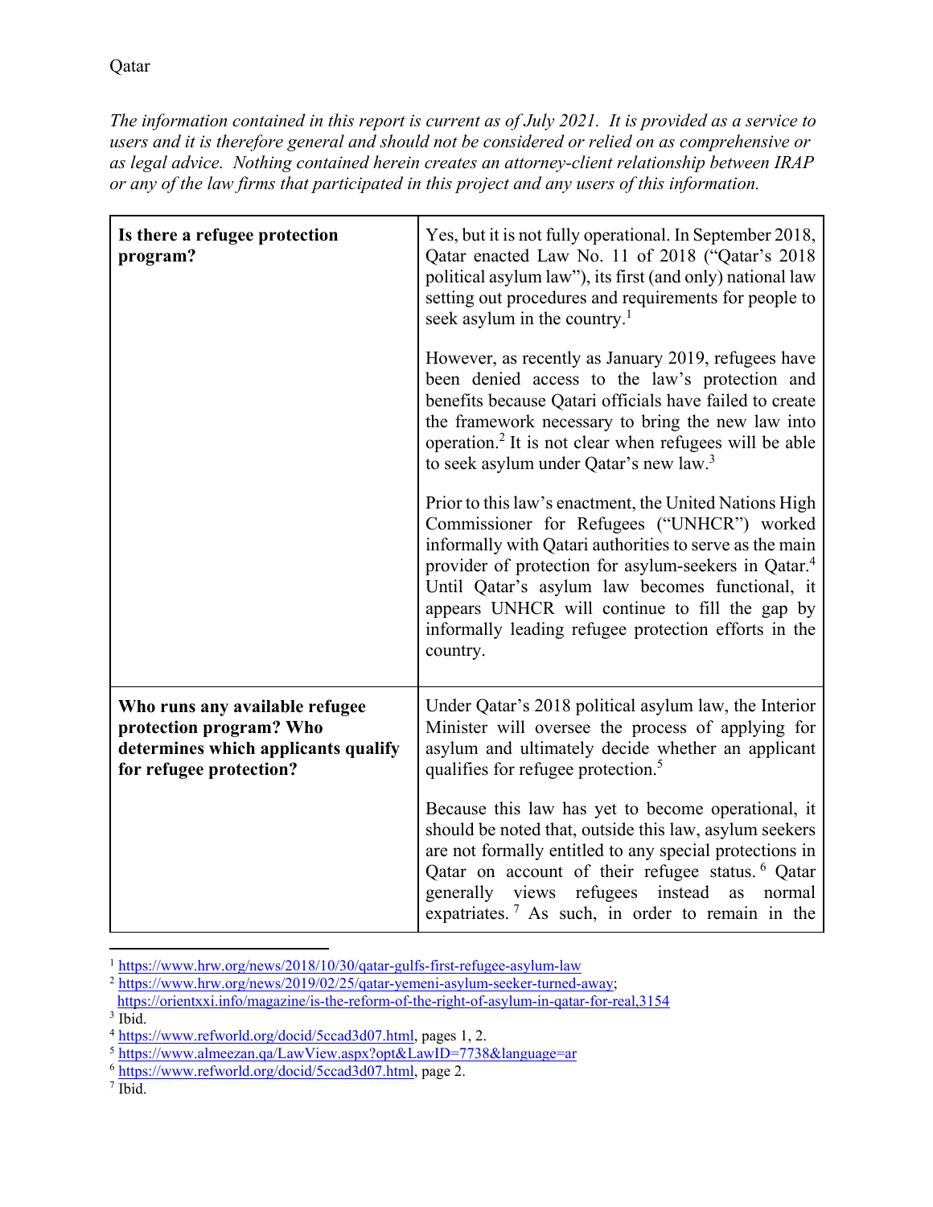Qatar

*The information contained in this report is current as of July 2021. It is provided as a service to users and it is therefore general and should not be considered or relied on as comprehensive or as legal advice. Nothing contained herein creates an attorney-client relationship between IRAP or any of the law firms that participated in this project and any users of this information.*

| | |
|---|---|
| **Is there a refugee protection program?** | Yes, but it is not fully operational. In September 2018, Qatar enacted Law No. 11 of 2018 ("Qatar's 2018 political asylum law"), its first (and only) national law setting out procedures and requirements for people to seek asylum in the country.[1]<br><br>However, as recently as January 2019, refugees have been denied access to the law's protection and benefits because Qatari officials have failed to create the framework necessary to bring the new law into operation.[2] It is not clear when refugees will be able to seek asylum under Qatar's new law.[3]<br><br>Prior to this law's enactment, the United Nations High Commissioner for Refugees ("UNHCR") worked informally with Qatari authorities to serve as the main provider of protection for asylum-seekers in Qatar.[4] Until Qatar's asylum law becomes functional, it appears UNHCR will continue to fill the gap by informally leading refugee protection efforts in the country. |
| **Who runs any available refugee protection program? Who determines which applicants qualify for refugee protection?** | Under Qatar's 2018 political asylum law, the Interior Minister will oversee the process of applying for asylum and ultimately decide whether an applicant qualifies for refugee protection.[5]<br><br>Because this law has yet to become operational, it should be noted that, outside this law, asylum seekers are not formally entitled to any special protections in Qatar on account of their refugee status.[6] Qatar generally views refugees instead as normal expatriates.[7] As such, in order to remain in the |

[1] https://www.hrw.org/news/2018/10/30/qatar-gulfs-first-refugee-asylum-law

[2] https://www.hrw.org/news/2019/02/25/qatar-yemeni-asylum-seeker-turned-away; https://orientxxi.info/magazine/is-the-reform-of-the-right-of-asylum-in-qatar-for-real,3154

[3] Ibid.

[4] https://www.refworld.org/docid/5ccad3d07.html, pages 1, 2.

[5] https://www.almeezan.qa/LawView.aspx?opt&LawID=7738&language=ar

[6] https://www.refworld.org/docid/5ccad3d07.html, page 2.

[7] Ibid.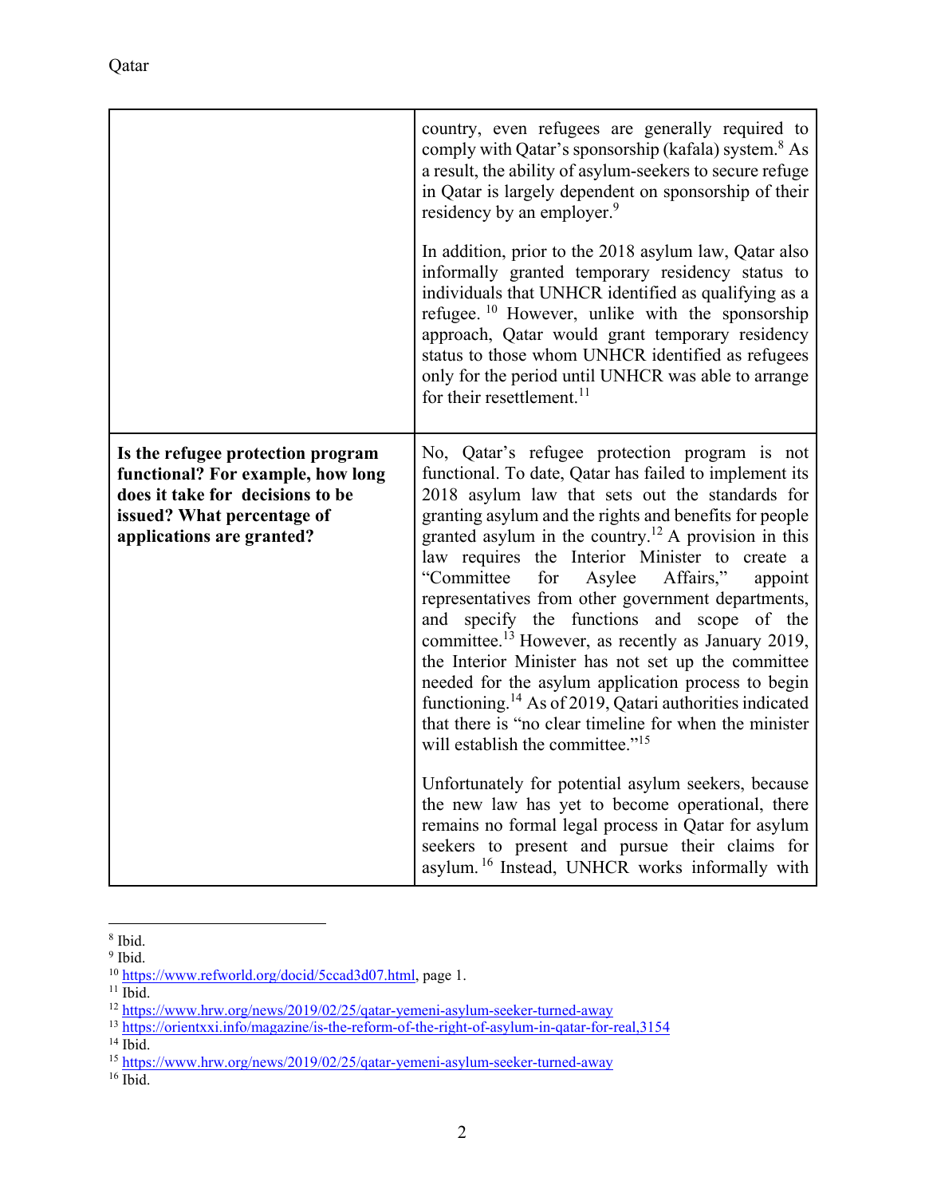| | |
|---|---|
| | country, even refugees are generally required to comply with Qatar's sponsorship (kafala) system.[8] As a result, the ability of asylum-seekers to secure refuge in Qatar is largely dependent on sponsorship of their residency by an employer.[9]<br><br>In addition, prior to the 2018 asylum law, Qatar also informally granted temporary residency status to individuals that UNHCR identified as qualifying as a refugee.[10] However, unlike with the sponsorship approach, Qatar would grant temporary residency status to those whom UNHCR identified as refugees only for the period until UNHCR was able to arrange for their resettlement.[11] |
| **Is the refugee protection program functional? For example, how long does it take for decisions to be issued? What percentage of applications are granted?** | No, Qatar's refugee protection program is not functional. To date, Qatar has failed to implement its 2018 asylum law that sets out the standards for granting asylum and the rights and benefits for people granted asylum in the country.[12] A provision in this law requires the Interior Minister to create a "Committee for Asylee Affairs," appoint representatives from other government departments, and specify the functions and scope of the committee.[13] However, as recently as January 2019, the Interior Minister has not set up the committee needed for the asylum application process to begin functioning.[14] As of 2019, Qatari authorities indicated that there is "no clear timeline for when the minister will establish the committee."[15]<br><br>Unfortunately for potential asylum seekers, because the new law has yet to become operational, there remains no formal legal process in Qatar for asylum seekers to present and pursue their claims for asylum.[16] Instead, UNHCR works informally with |

[8] Ibid.
[9] Ibid.
[10] https://www.refworld.org/docid/5ccad3d07.html, page 1.
[11] Ibid.
[12] https://www.hrw.org/news/2019/02/25/qatar-yemeni-asylum-seeker-turned-away
[13] https://orientxxi.info/magazine/is-the-reform-of-the-right-of-asylum-in-qatar-for-real,3154
[14] Ibid.
[15] https://www.hrw.org/news/2019/02/25/qatar-yemeni-asylum-seeker-turned-away
[16] Ibid.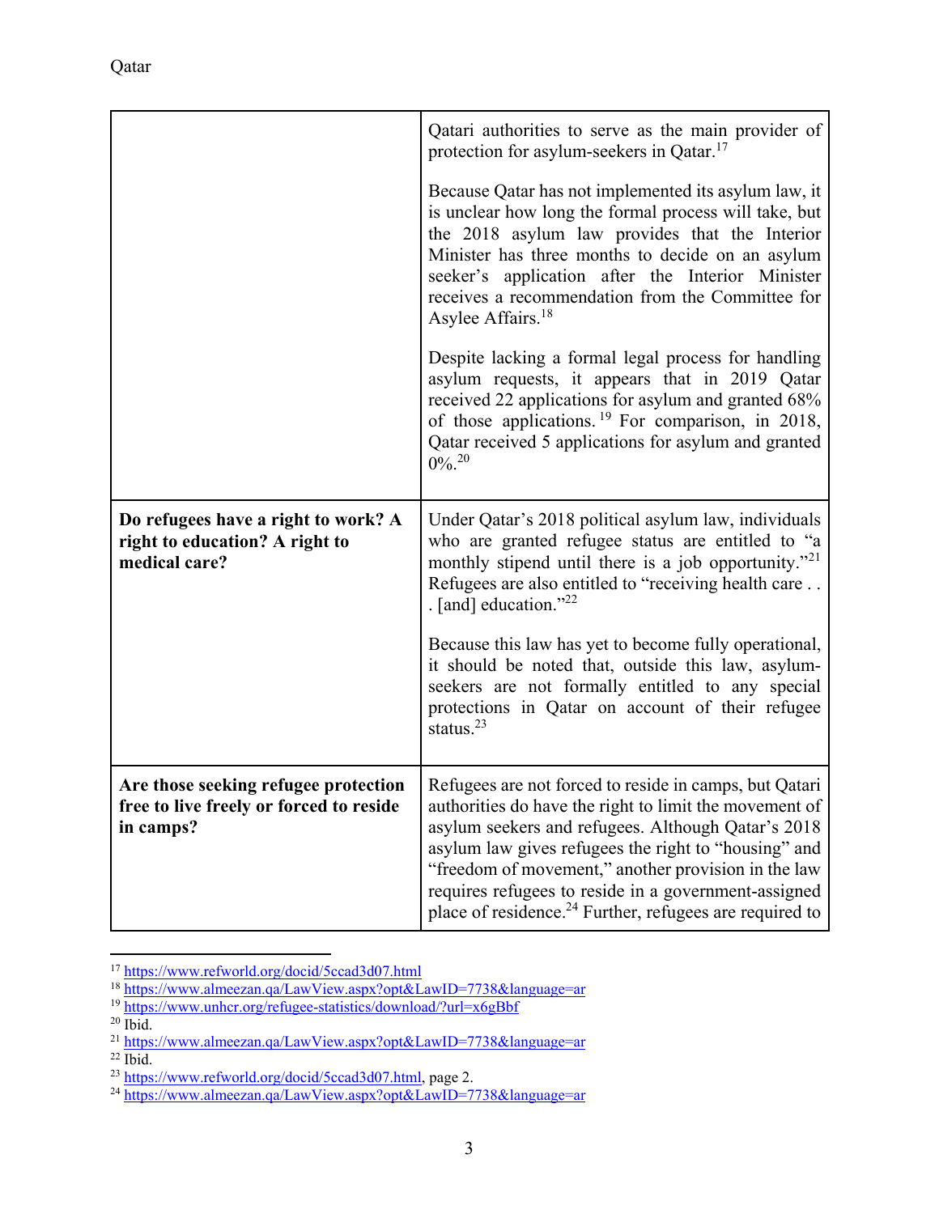| | |
|---|---|
| | Qatari authorities to serve as the main provider of protection for asylum-seekers in Qatar.[17]<br><br>Because Qatar has not implemented its asylum law, it is unclear how long the formal process will take, but the 2018 asylum law provides that the Interior Minister has three months to decide on an asylum seeker's application after the Interior Minister receives a recommendation from the Committee for Asylee Affairs.[18]<br><br>Despite lacking a formal legal process for handling asylum requests, it appears that in 2019 Qatar received 22 applications for asylum and granted 68% of those applications.[19] For comparison, in 2018, Qatar received 5 applications for asylum and granted 0%.[20] |
| **Do refugees have a right to work? A right to education? A right to medical care?** | Under Qatar's 2018 political asylum law, individuals who are granted refugee status are entitled to "a monthly stipend until there is a job opportunity."[21] Refugees are also entitled to "receiving health care . . . [and] education."[22]<br><br>Because this law has yet to become fully operational, it should be noted that, outside this law, asylum-seekers are not formally entitled to any special protections in Qatar on account of their refugee status.[23] |
| **Are those seeking refugee protection free to live freely or forced to reside in camps?** | Refugees are not forced to reside in camps, but Qatari authorities do have the right to limit the movement of asylum seekers and refugees. Although Qatar's 2018 asylum law gives refugees the right to "housing" and "freedom of movement," another provision in the law requires refugees to reside in a government-assigned place of residence.[24] Further, refugees are required to |

[17] https://www.refworld.org/docid/5ccad3d07.html
[18] https://www.almeezan.qa/LawView.aspx?opt&LawID=7738&language=ar
[19] https://www.unhcr.org/refugee-statistics/download/?url=x6gBbf
[20] Ibid.
[21] https://www.almeezan.qa/LawView.aspx?opt&LawID=7738&language=ar
[22] Ibid.
[23] https://www.refworld.org/docid/5ccad3d07.html, page 2.
[24] https://www.almeezan.qa/LawView.aspx?opt&LawID=7738&language=ar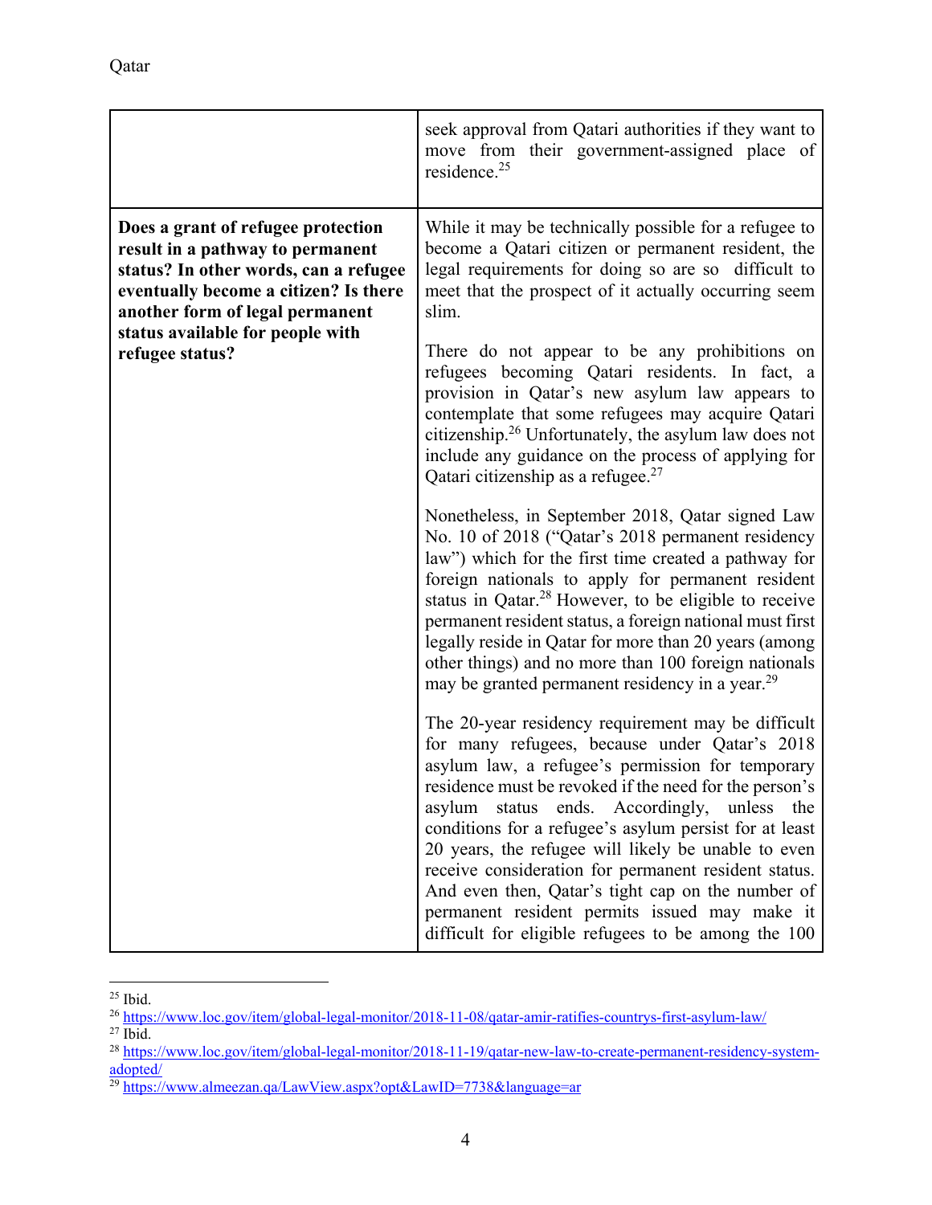| | |
|---|---|
| | seek approval from Qatari authorities if they want to move from their government-assigned place of residence.[25] |
| **Does a grant of refugee protection result in a pathway to permanent status? In other words, can a refugee eventually become a citizen? Is there another form of legal permanent status available for people with refugee status?** | While it may be technically possible for a refugee to become a Qatari citizen or permanent resident, the legal requirements for doing so are so difficult to meet that the prospect of it actually occurring seem slim.<br><br>There do not appear to be any prohibitions on refugees becoming Qatari residents. In fact, a provision in Qatar's new asylum law appears to contemplate that some refugees may acquire Qatari citizenship.[26] Unfortunately, the asylum law does not include any guidance on the process of applying for Qatari citizenship as a refugee.[27]<br><br>Nonetheless, in September 2018, Qatar signed Law No. 10 of 2018 ("Qatar's 2018 permanent residency law") which for the first time created a pathway for foreign nationals to apply for permanent resident status in Qatar.[28] However, to be eligible to receive permanent resident status, a foreign national must first legally reside in Qatar for more than 20 years (among other things) and no more than 100 foreign nationals may be granted permanent residency in a year.[29]<br><br>The 20-year residency requirement may be difficult for many refugees, because under Qatar's 2018 asylum law, a refugee's permission for temporary residence must be revoked if the need for the person's asylum status ends. Accordingly, unless the conditions for a refugee's asylum persist for at least 20 years, the refugee will likely be unable to even receive consideration for permanent resident status. And even then, Qatar's tight cap on the number of permanent resident permits issued may make it difficult for eligible refugees to be among the 100 |

[25] Ibid.

[26] https://www.loc.gov/item/global-legal-monitor/2018-11-08/qatar-amir-ratifies-countrys-first-asylum-law/

[27] Ibid.

[28] https://www.loc.gov/item/global-legal-monitor/2018-11-19/qatar-new-law-to-create-permanent-residency-system-adopted/

[29] https://www.almeezan.qa/LawView.aspx?opt&LawID=7738&language=ar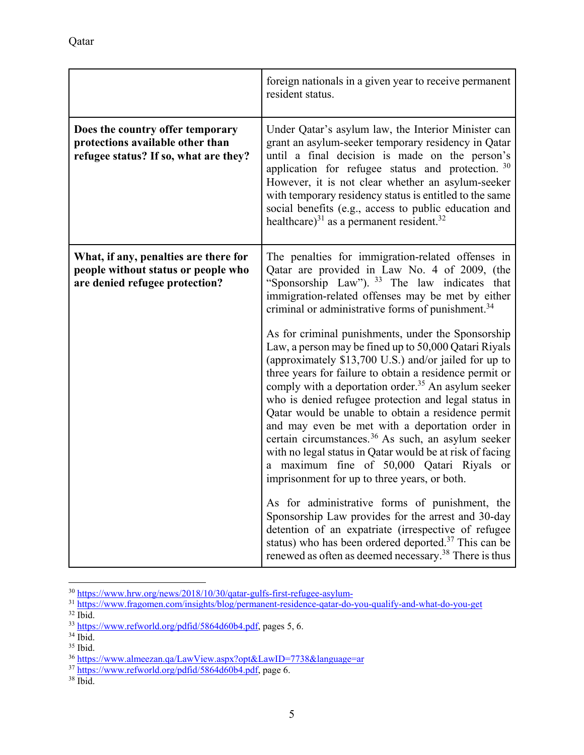| | |
|---|---|
| | foreign nationals in a given year to receive permanent resident status. |
| **Does the country offer temporary protections available other than refugee status? If so, what are they?** | Under Qatar's asylum law, the Interior Minister can grant an asylum-seeker temporary residency in Qatar until a final decision is made on the person's application for refugee status and protection.[30] However, it is not clear whether an asylum-seeker with temporary residency status is entitled to the same social benefits (e.g., access to public education and healthcare)[31] as a permanent resident.[32] |
| **What, if any, penalties are there for people without status or people who are denied refugee protection?** | The penalties for immigration-related offenses in Qatar are provided in Law No. 4 of 2009, (the "Sponsorship Law").[33] The law indicates that immigration-related offenses may be met by either criminal or administrative forms of punishment.[34]<br><br>As for criminal punishments, under the Sponsorship Law, a person may be fined up to 50,000 Qatari Riyals (approximately $13,700 U.S.) and/or jailed for up to three years for failure to obtain a residence permit or comply with a deportation order.[35] An asylum seeker who is denied refugee protection and legal status in Qatar would be unable to obtain a residence permit and may even be met with a deportation order in certain circumstances.[36] As such, an asylum seeker with no legal status in Qatar would be at risk of facing a maximum fine of 50,000 Qatari Riyals or imprisonment for up to three years, or both.<br><br>As for administrative forms of punishment, the Sponsorship Law provides for the arrest and 30-day detention of an expatriate (irrespective of refugee status) who has been ordered deported.[37] This can be renewed as often as deemed necessary.[38] There is thus |

[30] https://www.hrw.org/news/2018/10/30/qatar-gulfs-first-refugee-asylum-
[31] https://www.fragomen.com/insights/blog/permanent-residence-qatar-do-you-qualify-and-what-do-you-get
[32] Ibid.
[33] https://www.refworld.org/pdfid/5864d60b4.pdf, pages 5, 6.
[34] Ibid.
[35] Ibid.
[36] https://www.almeezan.qa/LawView.aspx?opt&LawID=7738&language=ar
[37] https://www.refworld.org/pdfid/5864d60b4.pdf, page 6.
[38] Ibid.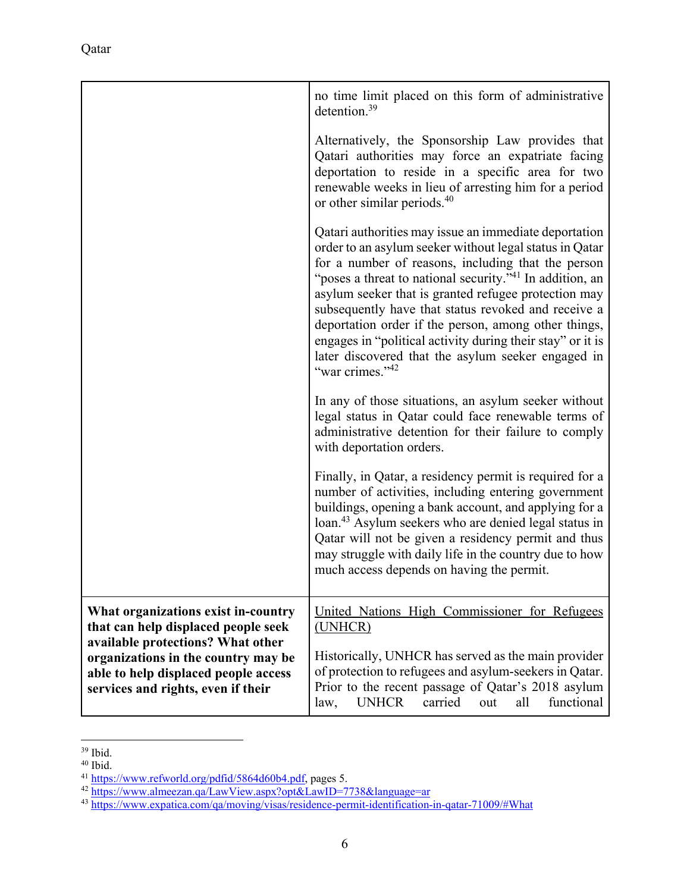| | |
|---|---|
| | no time limit placed on this form of administrative detention.[39]<br><br>Alternatively, the Sponsorship Law provides that Qatari authorities may force an expatriate facing deportation to reside in a specific area for two renewable weeks in lieu of arresting him for a period or other similar periods.[40]<br><br>Qatari authorities may issue an immediate deportation order to an asylum seeker without legal status in Qatar for a number of reasons, including that the person "poses a threat to national security."[41] In addition, an asylum seeker that is granted refugee protection may subsequently have that status revoked and receive a deportation order if the person, among other things, engages in "political activity during their stay" or it is later discovered that the asylum seeker engaged in "war crimes."[42]<br><br>In any of those situations, an asylum seeker without legal status in Qatar could face renewable terms of administrative detention for their failure to comply with deportation orders.<br><br>Finally, in Qatar, a residency permit is required for a number of activities, including entering government buildings, opening a bank account, and applying for a loan.[43] Asylum seekers who are denied legal status in Qatar will not be given a residency permit and thus may struggle with daily life in the country due to how much access depends on having the permit. |
| **What organizations exist in-country that can help displaced people seek available protections? What other organizations in the country may be able to help displaced people access services and rights, even if their** | United Nations High Commissioner for Refugees (UNHCR)<br><br>Historically, UNHCR has served as the main provider of protection to refugees and asylum-seekers in Qatar. Prior to the recent passage of Qatar's 2018 asylum law, UNHCR carried out all functional |

[39] Ibid.
[40] Ibid.
[41] https://www.refworld.org/pdfid/5864d60b4.pdf, pages 5.
[42] https://www.almeezan.qa/LawView.aspx?opt&LawID=7738&language=ar
[43] https://www.expatica.com/qa/moving/visas/residence-permit-identification-in-qatar-71009/#What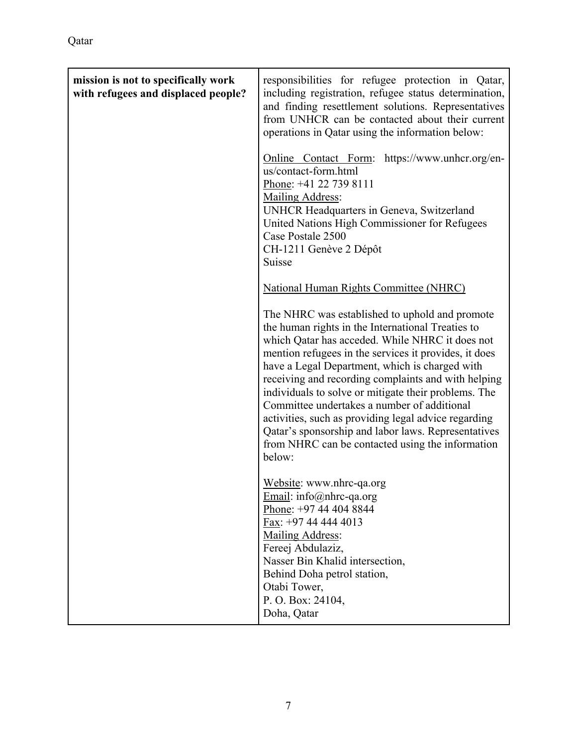| mission is not to specifically work with refugees and displaced people? | responsibilities for refugee protection in Qatar, including registration, refugee status determination, and finding resettlement solutions. Representatives from UNHCR can be contacted about their current operations in Qatar using the information below:<br><br>Online Contact Form: https://www.unhcr.org/en-us/contact-form.html<br>Phone: +41 22 739 8111<br>Mailing Address:<br>UNHCR Headquarters in Geneva, Switzerland<br>United Nations High Commissioner for Refugees<br>Case Postale 2500<br>CH-1211 Genève 2 Dépôt<br>Suisse<br><br>National Human Rights Committee (NHRC)<br><br>The NHRC was established to uphold and promote the human rights in the International Treaties to which Qatar has acceded. While NHRC it does not mention refugees in the services it provides, it does have a Legal Department, which is charged with receiving and recording complaints and with helping individuals to solve or mitigate their problems. The Committee undertakes a number of additional activities, such as providing legal advice regarding Qatar's sponsorship and labor laws. Representatives from NHRC can be contacted using the information below:<br><br>Website: www.nhrc-qa.org<br>Email: info@nhrc-qa.org<br>Phone: +97 44 404 8844<br>Fax: +97 44 444 4013<br>Mailing Address:<br>Fereej Abdulaziz,<br>Nasser Bin Khalid intersection,<br>Behind Doha petrol station,<br>Otabi Tower,<br>P. O. Box: 24104,<br>Doha, Qatar |
|---|---|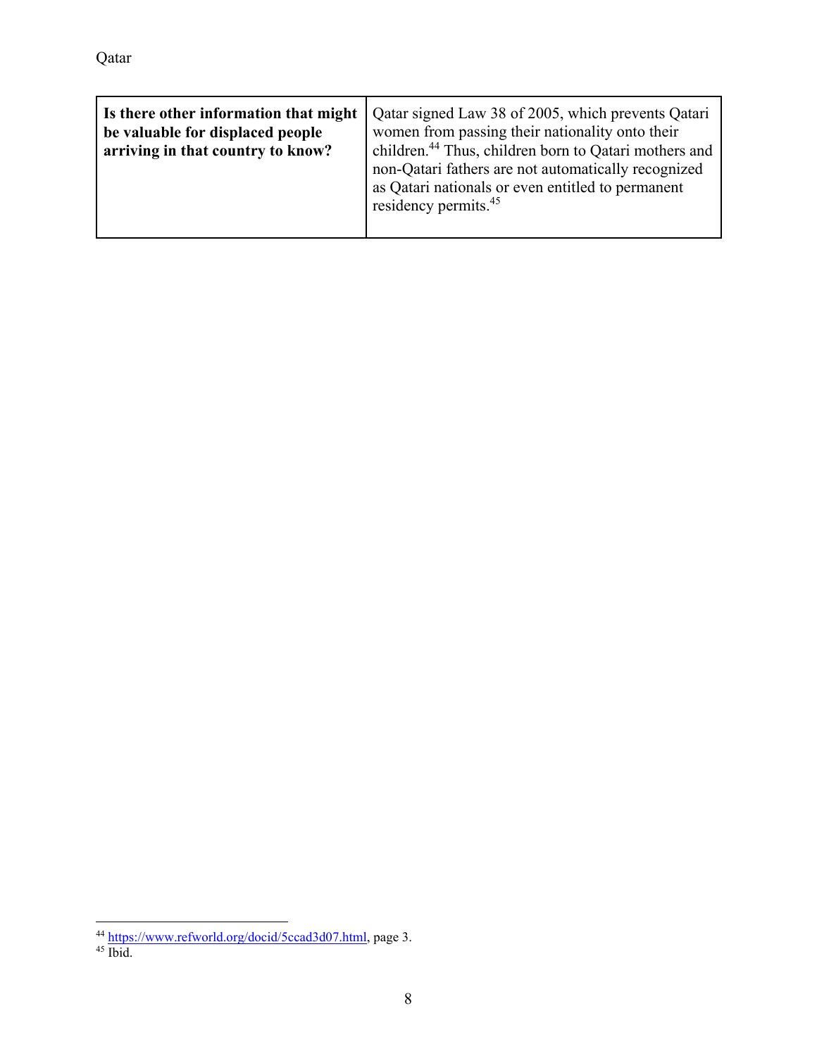| | |
|---|---|
| **Is there other information that might be valuable for displaced people arriving in that country to know?** | Qatar signed Law 38 of 2005, which prevents Qatari women from passing their nationality onto their children.[44] Thus, children born to Qatari mothers and non-Qatari fathers are not automatically recognized as Qatari nationals or even entitled to permanent residency permits.[45] |

[44] https://www.refworld.org/docid/5ccad3d07.html, page 3.

[45] Ibid.